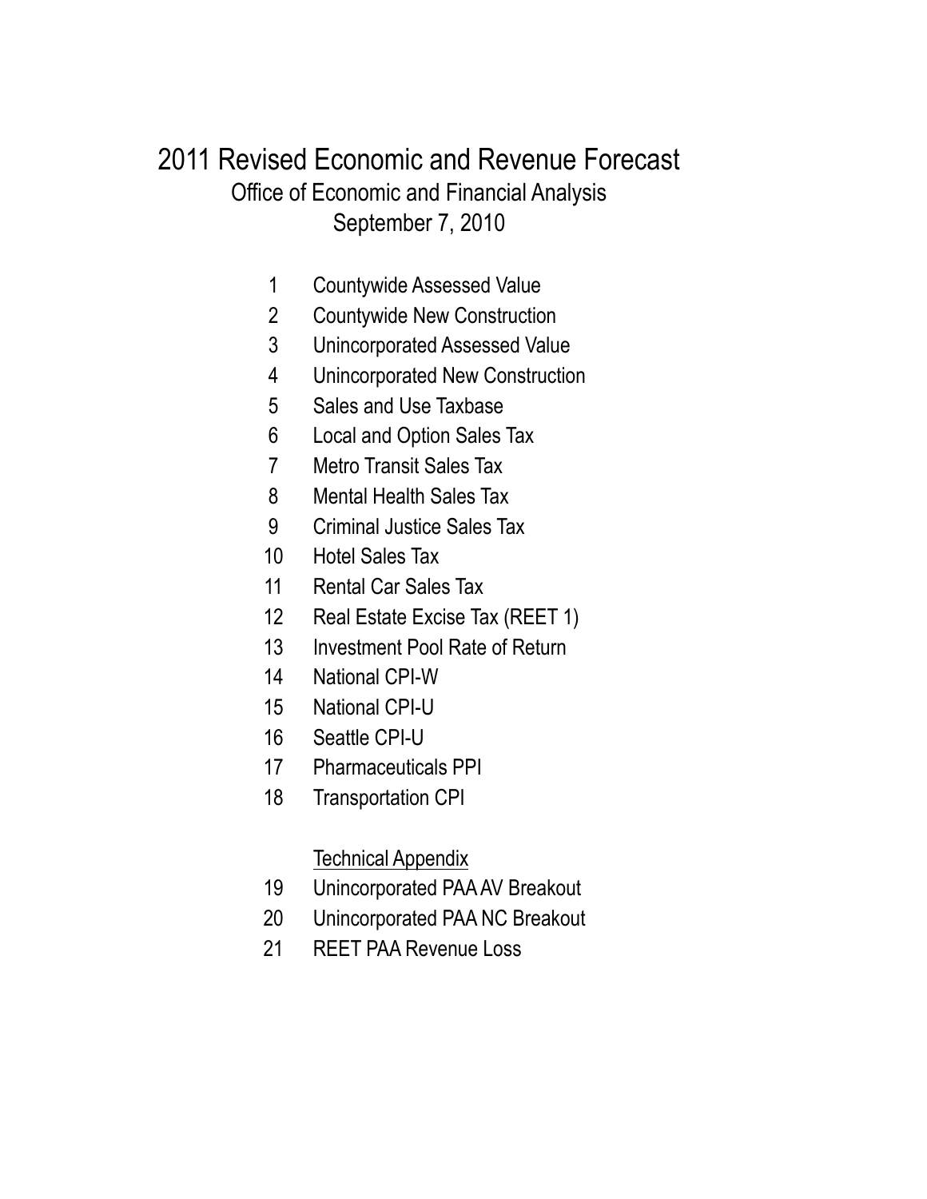# 2011 Revised Economic and Revenue Forecast

## Office of Economic and Financial Analysis

## September 7, 2010

1. Countywide Assessed Value
2. Countywide New Construction
3. Unincorporated Assessed Value
4. Unincorporated New Construction
5. Sales and Use Taxbase
6. Local and Option Sales Tax
7. Metro Transit Sales Tax
8. Mental Health Sales Tax
9. Criminal Justice Sales Tax
10. Hotel Sales Tax
11. Rental Car Sales Tax
12. Real Estate Excise Tax (REET 1)
13. Investment Pool Rate of Return
14. National CPI-W
15. National CPI-U
16. Seattle CPI-U
17. Pharmaceuticals PPI
18. Transportation CPI

<u>Technical Appendix</u>

19. Unincorporated PAA AV Breakout
20. Unincorporated PAA NC Breakout
21. REET PAA Revenue Loss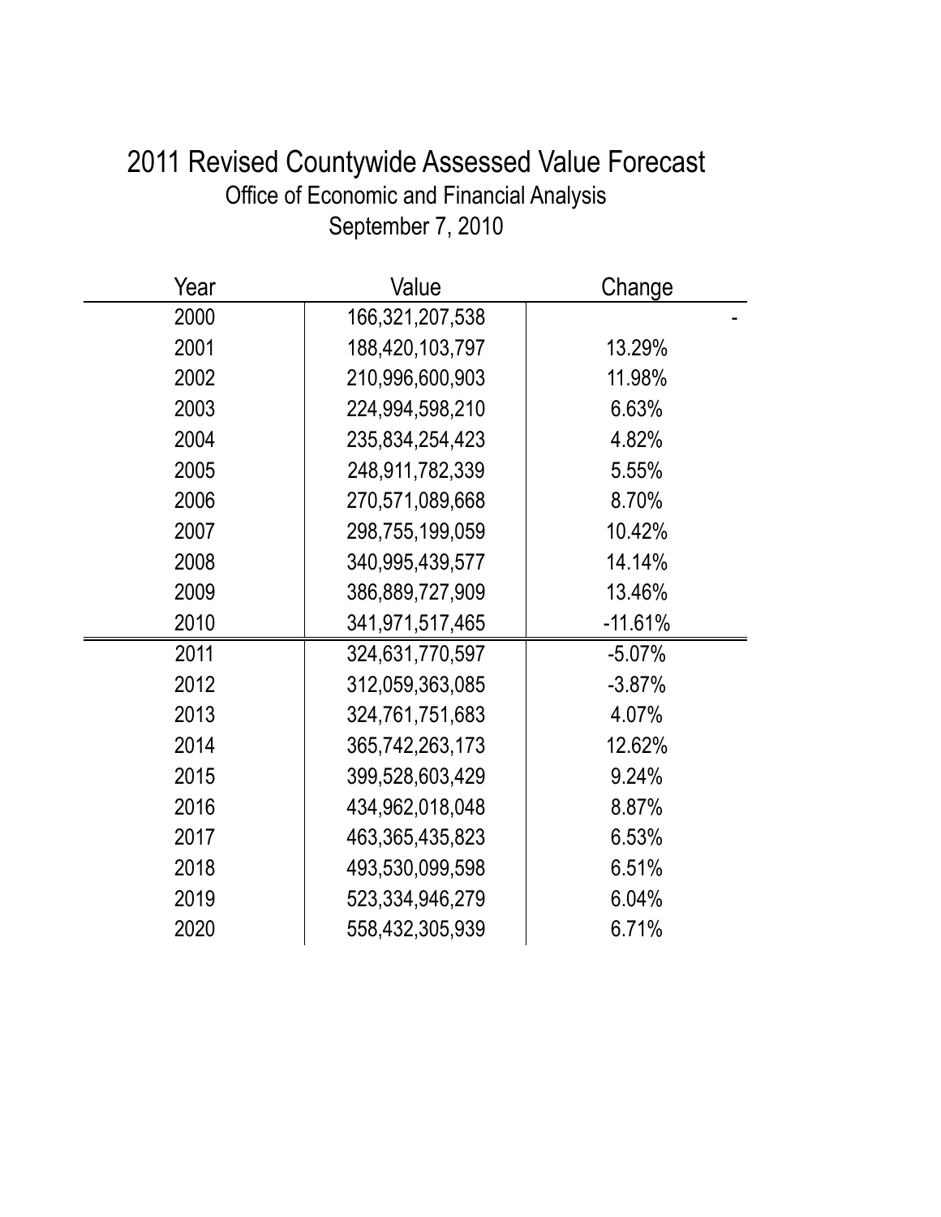# 2011 Revised Countywide Assessed Value Forecast

Office of Economic and Financial Analysis

September 7, 2010

| Year | Value | Change |
|---|---|---|
| 2000 | 166,321,207,538 | - |
| 2001 | 188,420,103,797 | 13.29% |
| 2002 | 210,996,600,903 | 11.98% |
| 2003 | 224,994,598,210 | 6.63% |
| 2004 | 235,834,254,423 | 4.82% |
| 2005 | 248,911,782,339 | 5.55% |
| 2006 | 270,571,089,668 | 8.70% |
| 2007 | 298,755,199,059 | 10.42% |
| 2008 | 340,995,439,577 | 14.14% |
| 2009 | 386,889,727,909 | 13.46% |
| 2010 | 341,971,517,465 | -11.61% |
| 2011 | 324,631,770,597 | -5.07% |
| 2012 | 312,059,363,085 | -3.87% |
| 2013 | 324,761,751,683 | 4.07% |
| 2014 | 365,742,263,173 | 12.62% |
| 2015 | 399,528,603,429 | 9.24% |
| 2016 | 434,962,018,048 | 8.87% |
| 2017 | 463,365,435,823 | 6.53% |
| 2018 | 493,530,099,598 | 6.51% |
| 2019 | 523,334,946,279 | 6.04% |
| 2020 | 558,432,305,939 | 6.71% |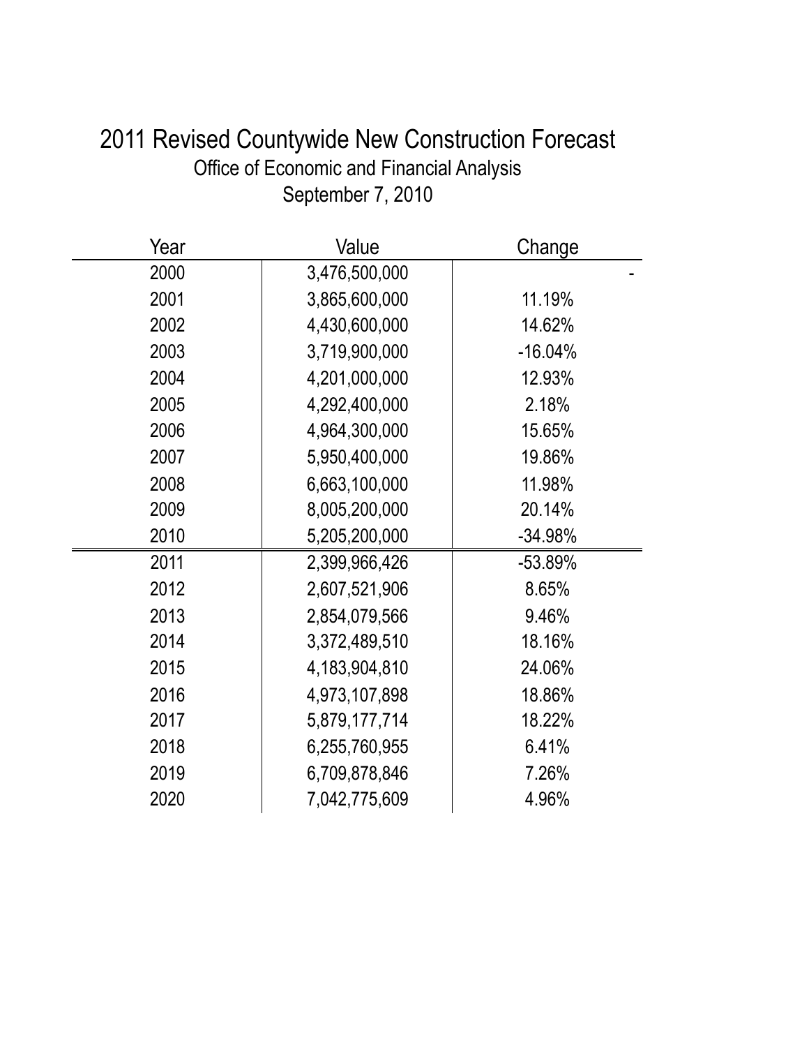# 2011 Revised Countywide New Construction Forecast

Office of Economic and Financial Analysis

September 7, 2010

| Year | Value | Change |
|---|---|---|
| 2000 | 3,476,500,000 | - |
| 2001 | 3,865,600,000 | 11.19% |
| 2002 | 4,430,600,000 | 14.62% |
| 2003 | 3,719,900,000 | -16.04% |
| 2004 | 4,201,000,000 | 12.93% |
| 2005 | 4,292,400,000 | 2.18% |
| 2006 | 4,964,300,000 | 15.65% |
| 2007 | 5,950,400,000 | 19.86% |
| 2008 | 6,663,100,000 | 11.98% |
| 2009 | 8,005,200,000 | 20.14% |
| 2010 | 5,205,200,000 | -34.98% |
| 2011 | 2,399,966,426 | -53.89% |
| 2012 | 2,607,521,906 | 8.65% |
| 2013 | 2,854,079,566 | 9.46% |
| 2014 | 3,372,489,510 | 18.16% |
| 2015 | 4,183,904,810 | 24.06% |
| 2016 | 4,973,107,898 | 18.86% |
| 2017 | 5,879,177,714 | 18.22% |
| 2018 | 6,255,760,955 | 6.41% |
| 2019 | 6,709,878,846 | 7.26% |
| 2020 | 7,042,775,609 | 4.96% |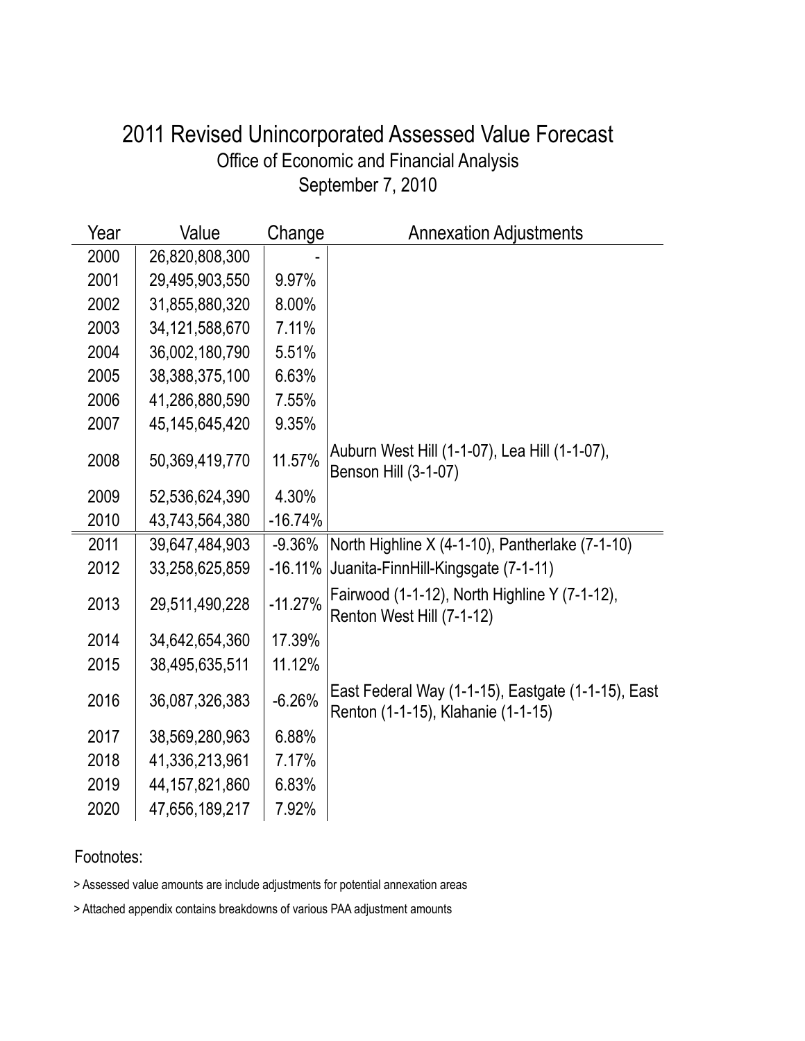# 2011 Revised Unincorporated Assessed Value Forecast

## Office of Economic and Financial Analysis

## September 7, 2010

| Year | Value | Change | Annexation Adjustments |
|---|---|---|---|
| 2000 | 26,820,808,300 | - | |
| 2001 | 29,495,903,550 | 9.97% | |
| 2002 | 31,855,880,320 | 8.00% | |
| 2003 | 34,121,588,670 | 7.11% | |
| 2004 | 36,002,180,790 | 5.51% | |
| 2005 | 38,388,375,100 | 6.63% | |
| 2006 | 41,286,880,590 | 7.55% | |
| 2007 | 45,145,645,420 | 9.35% | |
| 2008 | 50,369,419,770 | 11.57% | Auburn West Hill (1-1-07), Lea Hill (1-1-07), Benson Hill (3-1-07) |
| 2009 | 52,536,624,390 | 4.30% | |
| 2010 | 43,743,564,380 | -16.74% | |
| 2011 | 39,647,484,903 | -9.36% | North Highline X (4-1-10), Pantherlake (7-1-10) |
| 2012 | 33,258,625,859 | -16.11% | Juanita-FinnHill-Kingsgate (7-1-11) |
| 2013 | 29,511,490,228 | -11.27% | Fairwood (1-1-12), North Highline Y (7-1-12), Renton West Hill (7-1-12) |
| 2014 | 34,642,654,360 | 17.39% | |
| 2015 | 38,495,635,511 | 11.12% | |
| 2016 | 36,087,326,383 | -6.26% | East Federal Way (1-1-15), Eastgate (1-1-15), East Renton (1-1-15), Klahanie (1-1-15) |
| 2017 | 38,569,280,963 | 6.88% | |
| 2018 | 41,336,213,961 | 7.17% | |
| 2019 | 44,157,821,860 | 6.83% | |
| 2020 | 47,656,189,217 | 7.92% | |

Footnotes:

> Assessed value amounts are include adjustments for potential annexation areas

> Attached appendix contains breakdowns of various PAA adjustment amounts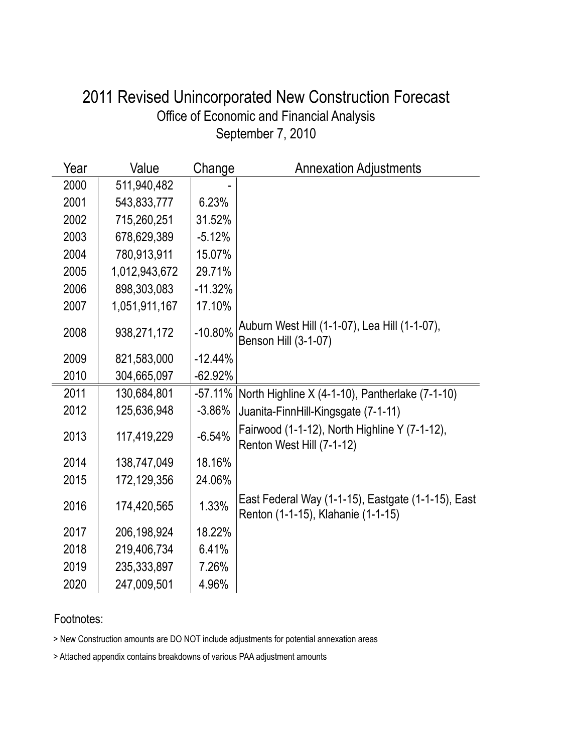# 2011 Revised Unincorporated New Construction Forecast

## Office of Economic and Financial Analysis

September 7, 2010

| Year | Value | Change | Annexation Adjustments |
|---|---|---|---|
| 2000 | 511,940,482 | - | |
| 2001 | 543,833,777 | 6.23% | |
| 2002 | 715,260,251 | 31.52% | |
| 2003 | 678,629,389 | -5.12% | |
| 2004 | 780,913,911 | 15.07% | |
| 2005 | 1,012,943,672 | 29.71% | |
| 2006 | 898,303,083 | -11.32% | |
| 2007 | 1,051,911,167 | 17.10% | |
| 2008 | 938,271,172 | -10.80% | Auburn West Hill (1-1-07), Lea Hill (1-1-07), Benson Hill (3-1-07) |
| 2009 | 821,583,000 | -12.44% | |
| 2010 | 304,665,097 | -62.92% | |
| 2011 | 130,684,801 | -57.11% | North Highline X (4-1-10), Pantherlake (7-1-10) |
| 2012 | 125,636,948 | -3.86% | Juanita-FinnHill-Kingsgate (7-1-11) |
| 2013 | 117,419,229 | -6.54% | Fairwood (1-1-12), North Highline Y (7-1-12), Renton West Hill (7-1-12) |
| 2014 | 138,747,049 | 18.16% | |
| 2015 | 172,129,356 | 24.06% | |
| 2016 | 174,420,565 | 1.33% | East Federal Way (1-1-15), Eastgate (1-1-15), East Renton (1-1-15), Klahanie (1-1-15) |
| 2017 | 206,198,924 | 18.22% | |
| 2018 | 219,406,734 | 6.41% | |
| 2019 | 235,333,897 | 7.26% | |
| 2020 | 247,009,501 | 4.96% | |

Footnotes:

> New Construction amounts are DO NOT include adjustments for potential annexation areas

> Attached appendix contains breakdowns of various PAA adjustment amounts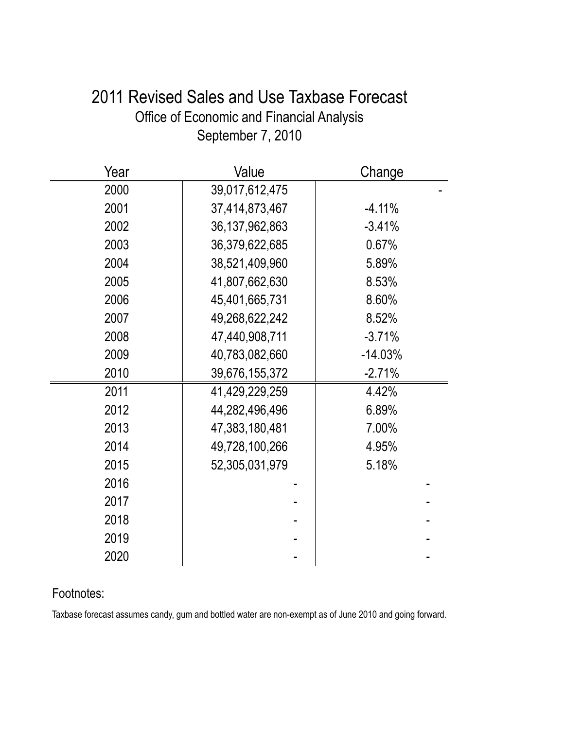# 2011 Revised Sales and Use Taxbase Forecast

## Office of Economic and Financial Analysis

## September 7, 2010

| Year | Value | Change |
|---|---|---|
| 2000 | 39,017,612,475 | - |
| 2001 | 37,414,873,467 | -4.11% |
| 2002 | 36,137,962,863 | -3.41% |
| 2003 | 36,379,622,685 | 0.67% |
| 2004 | 38,521,409,960 | 5.89% |
| 2005 | 41,807,662,630 | 8.53% |
| 2006 | 45,401,665,731 | 8.60% |
| 2007 | 49,268,622,242 | 8.52% |
| 2008 | 47,440,908,711 | -3.71% |
| 2009 | 40,783,082,660 | -14.03% |
| 2010 | 39,676,155,372 | -2.71% |
| 2011 | 41,429,229,259 | 4.42% |
| 2012 | 44,282,496,496 | 6.89% |
| 2013 | 47,383,180,481 | 7.00% |
| 2014 | 49,728,100,266 | 4.95% |
| 2015 | 52,305,031,979 | 5.18% |
| 2016 | - | - |
| 2017 | - | - |
| 2018 | - | - |
| 2019 | - | - |
| 2020 | - | - |

Footnotes:

Taxbase forecast assumes candy, gum and bottled water are non-exempt as of June 2010 and going forward.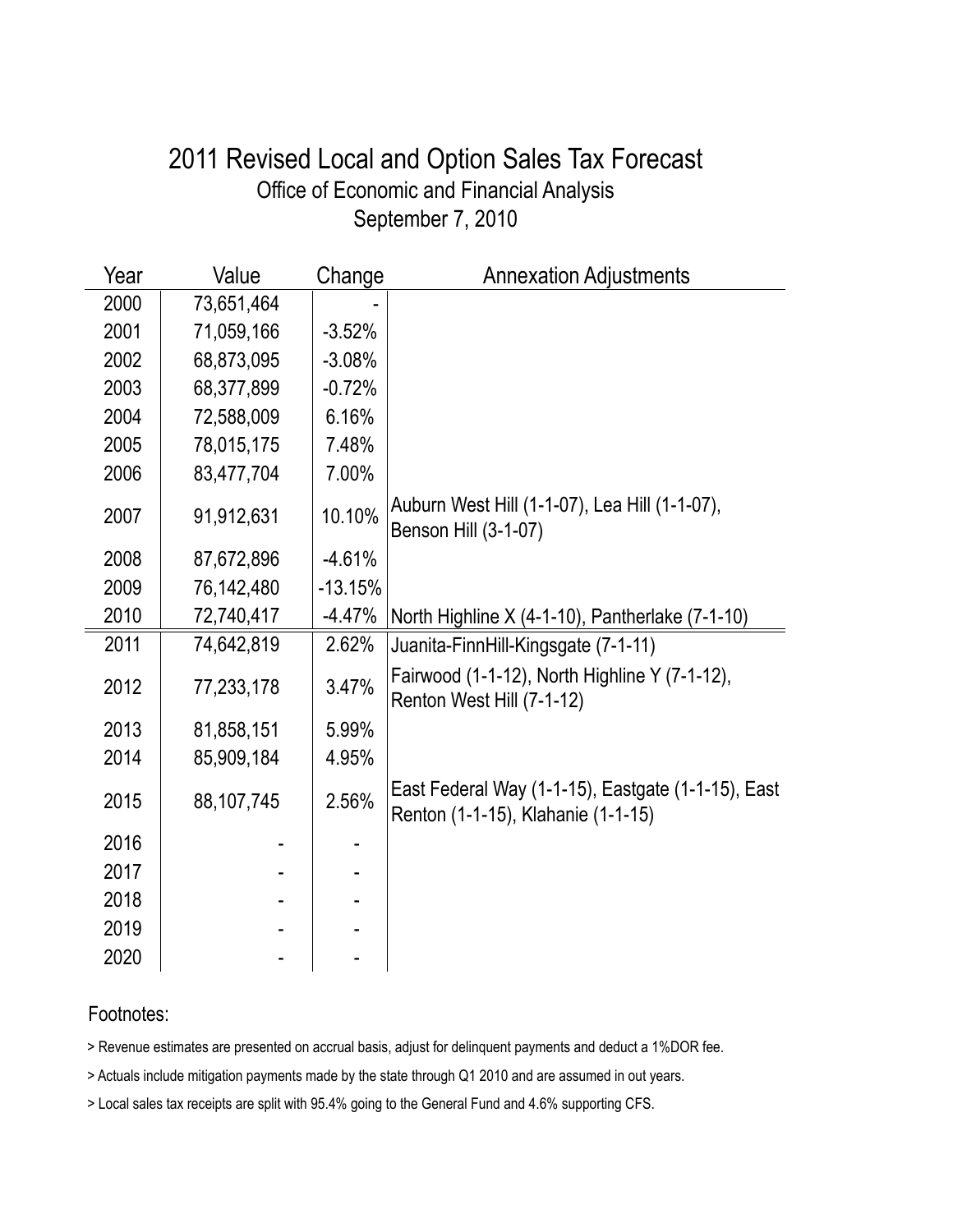# 2011 Revised Local and Option Sales Tax Forecast

## Office of Economic and Financial Analysis

## September 7, 2010

| Year | Value | Change | Annexation Adjustments |
|---|---|---|---|
| 2000 | 73,651,464 | - | |
| 2001 | 71,059,166 | -3.52% | |
| 2002 | 68,873,095 | -3.08% | |
| 2003 | 68,377,899 | -0.72% | |
| 2004 | 72,588,009 | 6.16% | |
| 2005 | 78,015,175 | 7.48% | |
| 2006 | 83,477,704 | 7.00% | |
| 2007 | 91,912,631 | 10.10% | Auburn West Hill (1-1-07), Lea Hill (1-1-07), Benson Hill (3-1-07) |
| 2008 | 87,672,896 | -4.61% | |
| 2009 | 76,142,480 | -13.15% | |
| 2010 | 72,740,417 | -4.47% | North Highline X (4-1-10), Pantherlake (7-1-10) |
| 2011 | 74,642,819 | 2.62% | Juanita-FinnHill-Kingsgate (7-1-11) |
| 2012 | 77,233,178 | 3.47% | Fairwood (1-1-12), North Highline Y (7-1-12), Renton West Hill (7-1-12) |
| 2013 | 81,858,151 | 5.99% | |
| 2014 | 85,909,184 | 4.95% | |
| 2015 | 88,107,745 | 2.56% | East Federal Way (1-1-15), Eastgate (1-1-15), East Renton (1-1-15), Klahanie (1-1-15) |
| 2016 | - | - | |
| 2017 | - | - | |
| 2018 | - | - | |
| 2019 | - | - | |
| 2020 | - | - | |

Footnotes:

> Revenue estimates are presented on accrual basis, adjust for delinquent payments and deduct a 1%DOR fee.

> Actuals include mitigation payments made by the state through Q1 2010 and are assumed in out years.

> Local sales tax receipts are split with 95.4% going to the General Fund and 4.6% supporting CFS.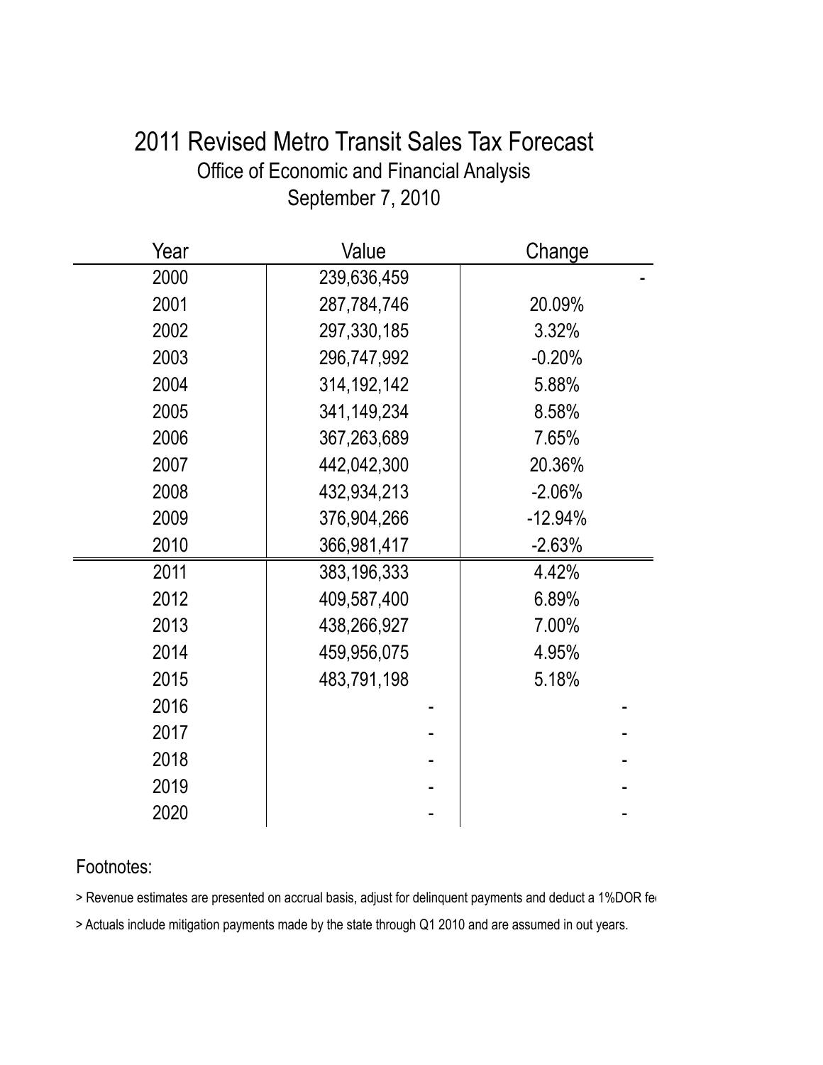# 2011 Revised Metro Transit Sales Tax Forecast

## Office of Economic and Financial Analysis

## September 7, 2010

| Year | Value | Change |
|---|---|---|
| 2000 | 239,636,459 | - |
| 2001 | 287,784,746 | 20.09% |
| 2002 | 297,330,185 | 3.32% |
| 2003 | 296,747,992 | -0.20% |
| 2004 | 314,192,142 | 5.88% |
| 2005 | 341,149,234 | 8.58% |
| 2006 | 367,263,689 | 7.65% |
| 2007 | 442,042,300 | 20.36% |
| 2008 | 432,934,213 | -2.06% |
| 2009 | 376,904,266 | -12.94% |
| 2010 | 366,981,417 | -2.63% |
| 2011 | 383,196,333 | 4.42% |
| 2012 | 409,587,400 | 6.89% |
| 2013 | 438,266,927 | 7.00% |
| 2014 | 459,956,075 | 4.95% |
| 2015 | 483,791,198 | 5.18% |
| 2016 | - | - |
| 2017 | - | - |
| 2018 | - | - |
| 2019 | - | - |
| 2020 | - | - |

Footnotes:

> Revenue estimates are presented on accrual basis, adjust for delinquent payments and deduct a 1%DOR fe

> Actuals include mitigation payments made by the state through Q1 2010 and are assumed in out years.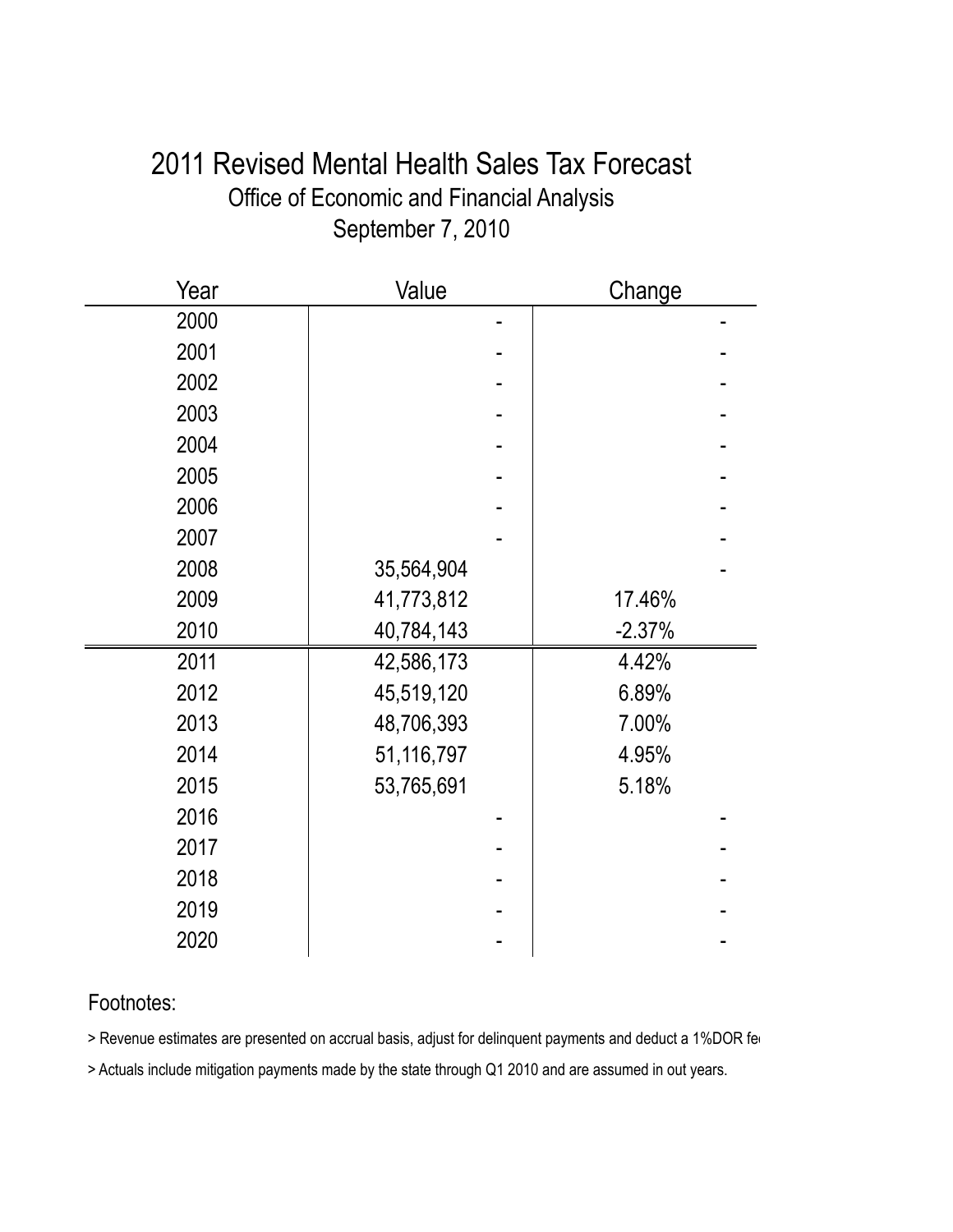# 2011 Revised Mental Health Sales Tax Forecast

## Office of Economic and Financial Analysis

## September 7, 2010

| Year | Value | Change |
|---|---|---|
| 2000 | - | - |
| 2001 | - | - |
| 2002 | - | - |
| 2003 | - | - |
| 2004 | - | - |
| 2005 | - | - |
| 2006 | - | - |
| 2007 | - | - |
| 2008 | 35,564,904 | - |
| 2009 | 41,773,812 | 17.46% |
| 2010 | 40,784,143 | -2.37% |
| 2011 | 42,586,173 | 4.42% |
| 2012 | 45,519,120 | 6.89% |
| 2013 | 48,706,393 | 7.00% |
| 2014 | 51,116,797 | 4.95% |
| 2015 | 53,765,691 | 5.18% |
| 2016 | - | - |
| 2017 | - | - |
| 2018 | - | - |
| 2019 | - | - |
| 2020 | - | - |

Footnotes:

> Revenue estimates are presented on accrual basis, adjust for delinquent payments and deduct a 1%DOR fe

> Actuals include mitigation payments made by the state through Q1 2010 and are assumed in out years.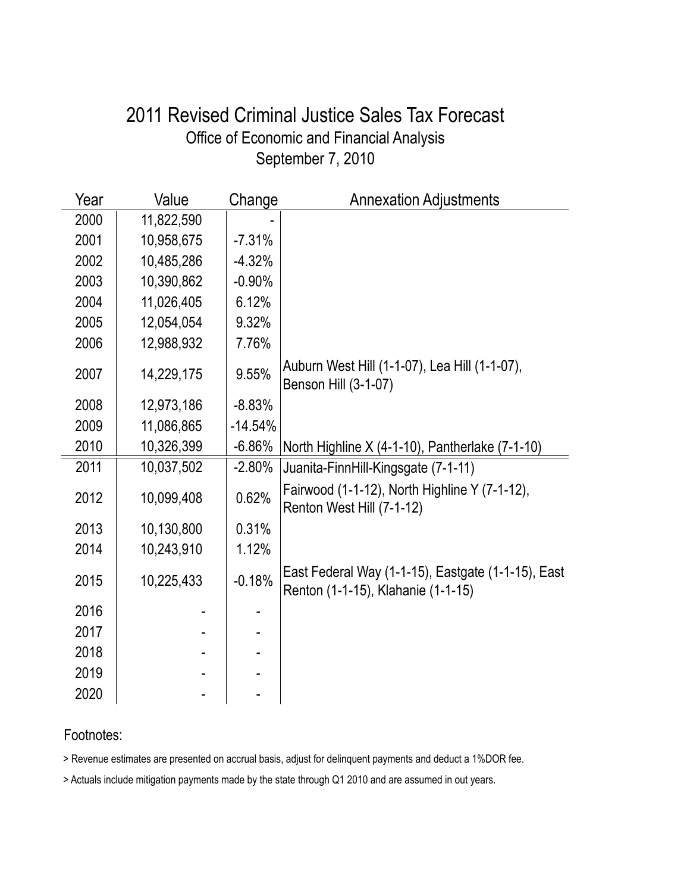# 2011 Revised Criminal Justice Sales Tax Forecast

## Office of Economic and Financial Analysis

### September 7, 2010

| Year | Value | Change | Annexation Adjustments |
|---|---|---|---|
| 2000 | 11,822,590 | - | |
| 2001 | 10,958,675 | -7.31% | |
| 2002 | 10,485,286 | -4.32% | |
| 2003 | 10,390,862 | -0.90% | |
| 2004 | 11,026,405 | 6.12% | |
| 2005 | 12,054,054 | 9.32% | |
| 2006 | 12,988,932 | 7.76% | |
| 2007 | 14,229,175 | 9.55% | Auburn West Hill (1-1-07), Lea Hill (1-1-07), Benson Hill (3-1-07) |
| 2008 | 12,973,186 | -8.83% | |
| 2009 | 11,086,865 | -14.54% | |
| 2010 | 10,326,399 | -6.86% | North Highline X (4-1-10), Pantherlake (7-1-10) |
| 2011 | 10,037,502 | -2.80% | Juanita-FinnHill-Kingsgate (7-1-11) |
| 2012 | 10,099,408 | 0.62% | Fairwood (1-1-12), North Highline Y (7-1-12), Renton West Hill (7-1-12) |
| 2013 | 10,130,800 | 0.31% | |
| 2014 | 10,243,910 | 1.12% | |
| 2015 | 10,225,433 | -0.18% | East Federal Way (1-1-15), Eastgate (1-1-15), East Renton (1-1-15), Klahanie (1-1-15) |
| 2016 | - | - | |
| 2017 | - | - | |
| 2018 | - | - | |
| 2019 | - | - | |
| 2020 | - | - | |

Footnotes:

> Revenue estimates are presented on accrual basis, adjust for delinquent payments and deduct a 1%DOR fee.

> Actuals include mitigation payments made by the state through Q1 2010 and are assumed in out years.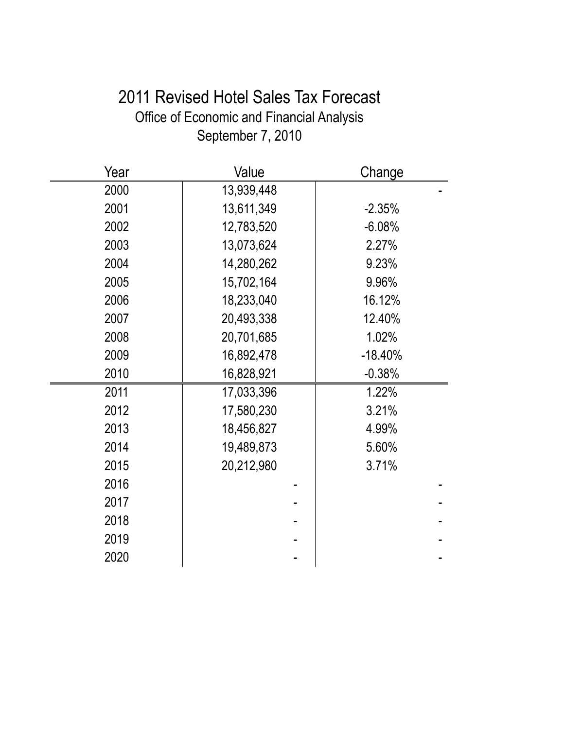# 2011 Revised Hotel Sales Tax Forecast

Office of Economic and Financial Analysis

September 7, 2010

| Year | Value | Change |
|---|---|---|
| 2000 | 13,939,448 | - |
| 2001 | 13,611,349 | -2.35% |
| 2002 | 12,783,520 | -6.08% |
| 2003 | 13,073,624 | 2.27% |
| 2004 | 14,280,262 | 9.23% |
| 2005 | 15,702,164 | 9.96% |
| 2006 | 18,233,040 | 16.12% |
| 2007 | 20,493,338 | 12.40% |
| 2008 | 20,701,685 | 1.02% |
| 2009 | 16,892,478 | -18.40% |
| 2010 | 16,828,921 | -0.38% |
| 2011 | 17,033,396 | 1.22% |
| 2012 | 17,580,230 | 3.21% |
| 2013 | 18,456,827 | 4.99% |
| 2014 | 19,489,873 | 5.60% |
| 2015 | 20,212,980 | 3.71% |
| 2016 | - | - |
| 2017 | - | - |
| 2018 | - | - |
| 2019 | - | - |
| 2020 | - | - |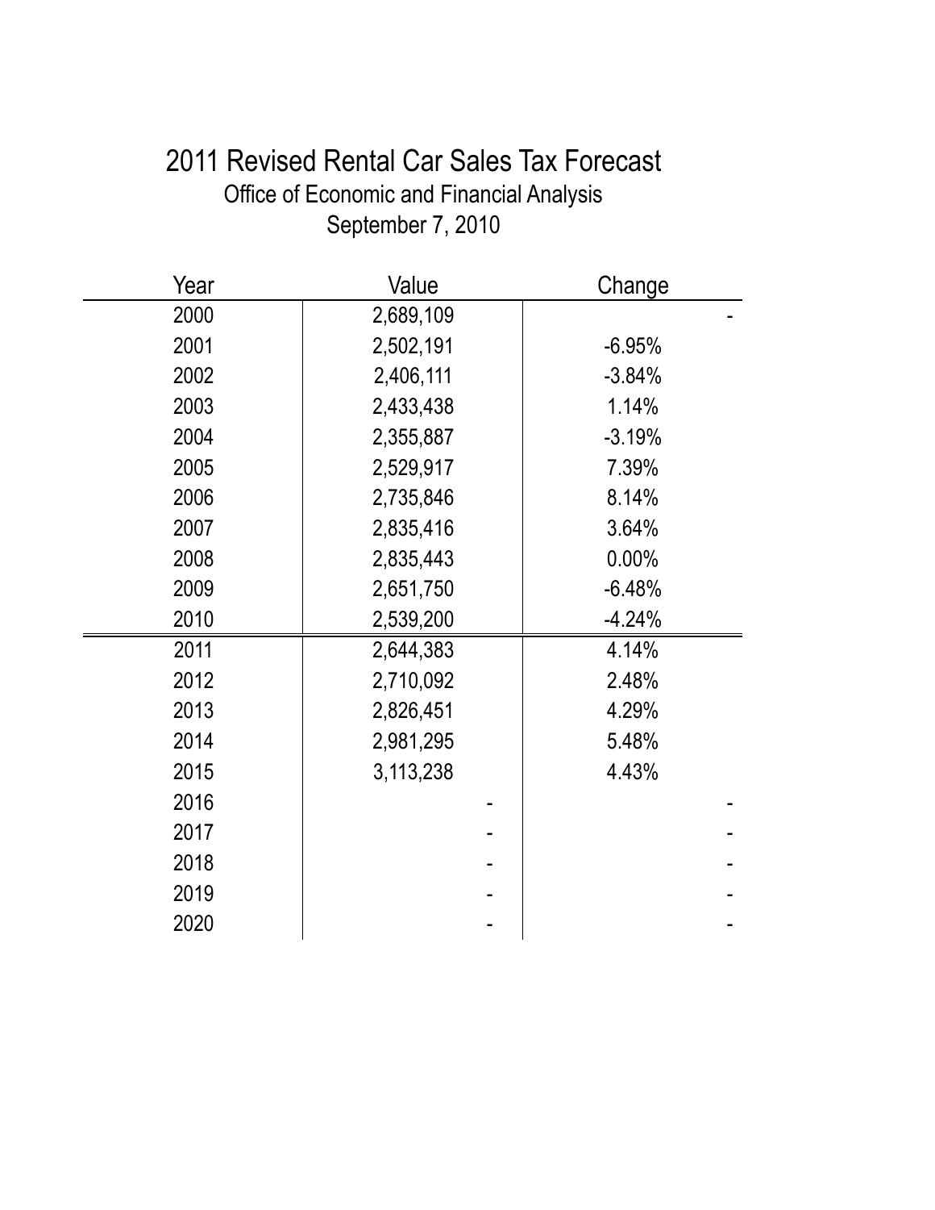# 2011 Revised Rental Car Sales Tax Forecast

Office of Economic and Financial Analysis

September 7, 2010

| Year | Value | Change |
|---|---|---|
| 2000 | 2,689,109 | - |
| 2001 | 2,502,191 | -6.95% |
| 2002 | 2,406,111 | -3.84% |
| 2003 | 2,433,438 | 1.14% |
| 2004 | 2,355,887 | -3.19% |
| 2005 | 2,529,917 | 7.39% |
| 2006 | 2,735,846 | 8.14% |
| 2007 | 2,835,416 | 3.64% |
| 2008 | 2,835,443 | 0.00% |
| 2009 | 2,651,750 | -6.48% |
| 2010 | 2,539,200 | -4.24% |
| 2011 | 2,644,383 | 4.14% |
| 2012 | 2,710,092 | 2.48% |
| 2013 | 2,826,451 | 4.29% |
| 2014 | 2,981,295 | 5.48% |
| 2015 | 3,113,238 | 4.43% |
| 2016 | - | - |
| 2017 | - | - |
| 2018 | - | - |
| 2019 | - | - |
| 2020 | - | - |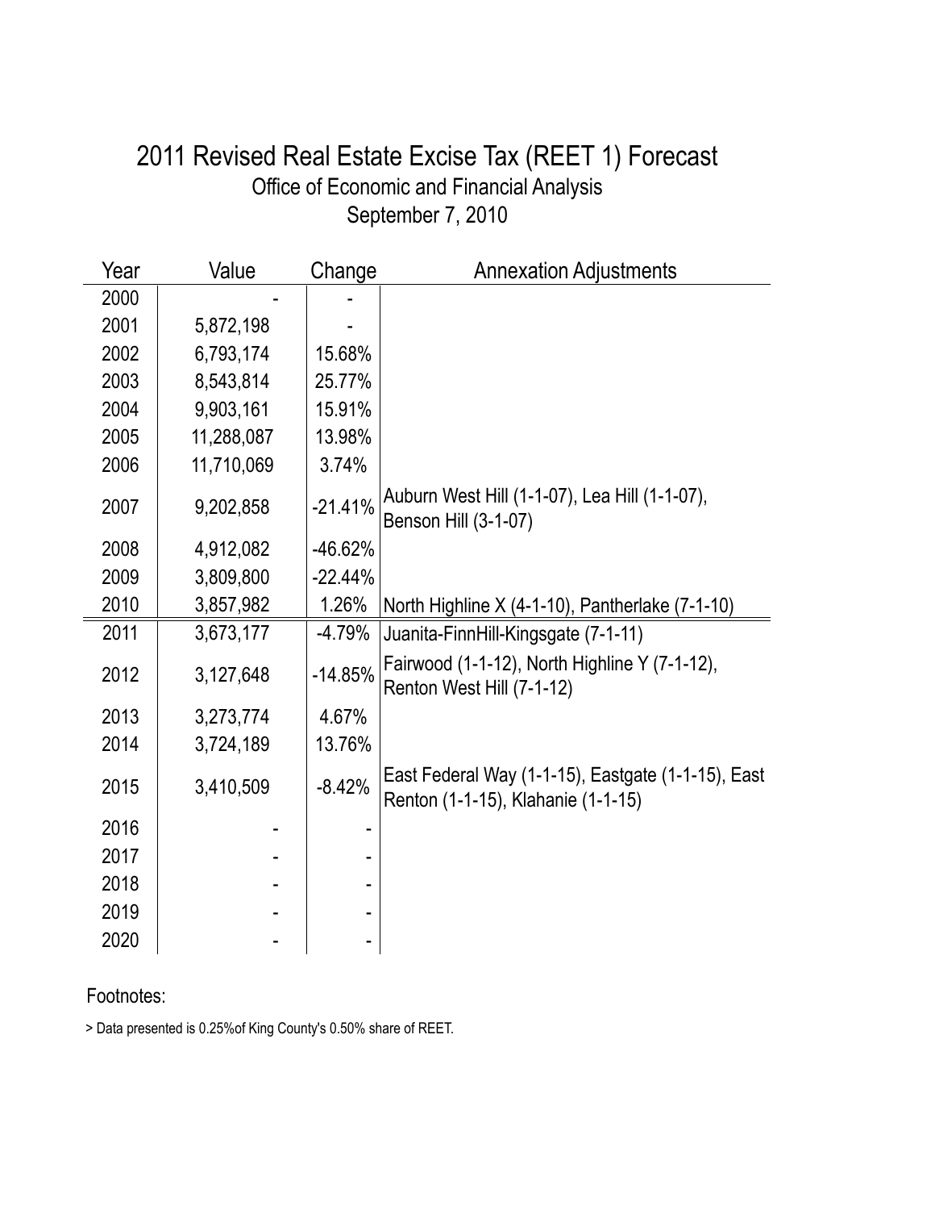# 2011 Revised Real Estate Excise Tax (REET 1) Forecast

Office of Economic and Financial Analysis

September 7, 2010

| Year | Value | Change | Annexation Adjustments |
|---|---|---|---|
| 2000 | - | - | |
| 2001 | 5,872,198 | - | |
| 2002 | 6,793,174 | 15.68% | |
| 2003 | 8,543,814 | 25.77% | |
| 2004 | 9,903,161 | 15.91% | |
| 2005 | 11,288,087 | 13.98% | |
| 2006 | 11,710,069 | 3.74% | |
| 2007 | 9,202,858 | -21.41% | Auburn West Hill (1-1-07), Lea Hill (1-1-07), Benson Hill (3-1-07) |
| 2008 | 4,912,082 | -46.62% | |
| 2009 | 3,809,800 | -22.44% | |
| 2010 | 3,857,982 | 1.26% | North Highline X (4-1-10), Pantherlake (7-1-10) |
| 2011 | 3,673,177 | -4.79% | Juanita-FinnHill-Kingsgate (7-1-11) |
| 2012 | 3,127,648 | -14.85% | Fairwood (1-1-12), North Highline Y (7-1-12), Renton West Hill (7-1-12) |
| 2013 | 3,273,774 | 4.67% | |
| 2014 | 3,724,189 | 13.76% | |
| 2015 | 3,410,509 | -8.42% | East Federal Way (1-1-15), Eastgate (1-1-15), East Renton (1-1-15), Klahanie (1-1-15) |
| 2016 | - | - | |
| 2017 | - | - | |
| 2018 | - | - | |
| 2019 | - | - | |
| 2020 | - | - | |

Footnotes:

> Data presented is 0.25%of King County's 0.50% share of REET.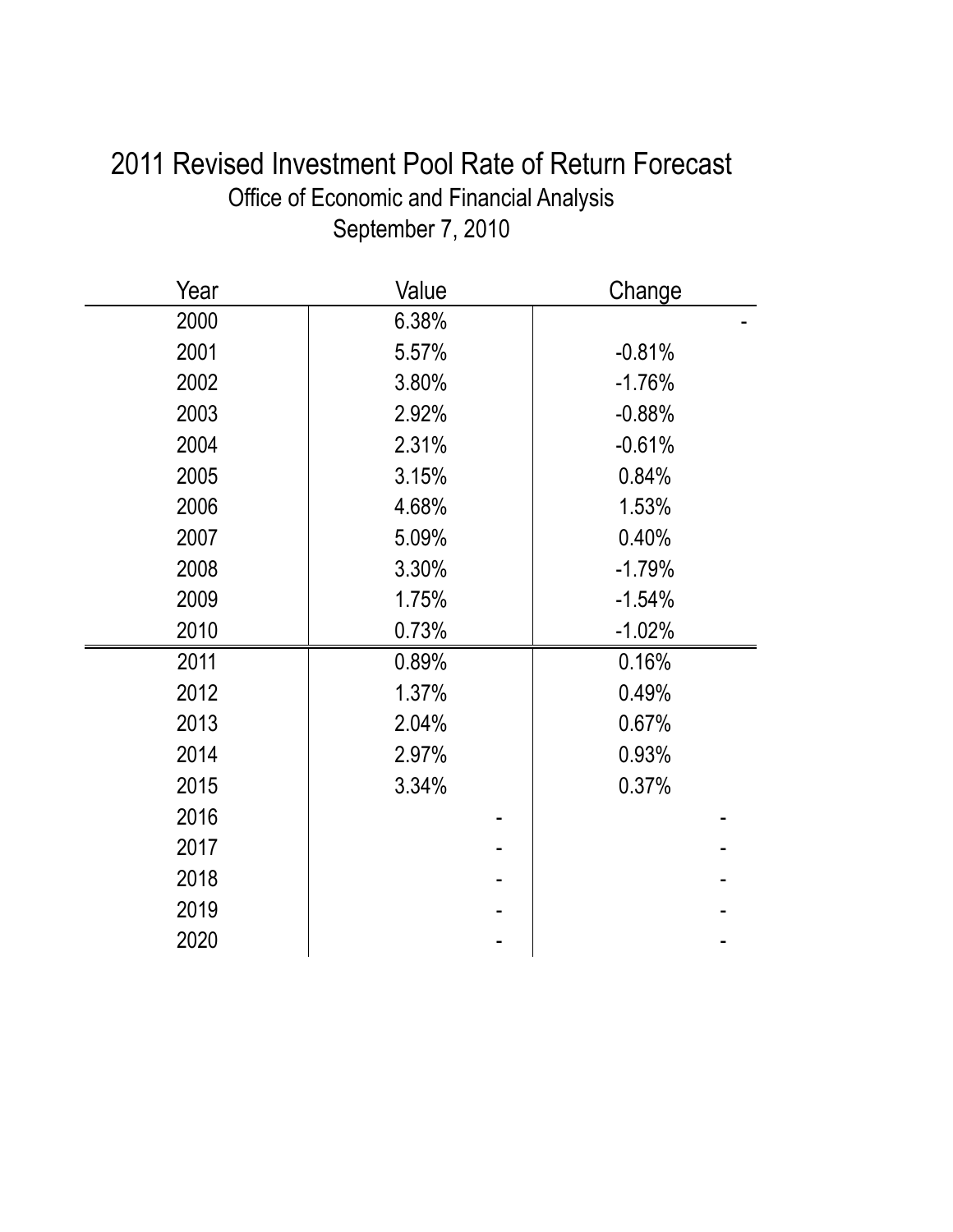# 2011 Revised Investment Pool Rate of Return Forecast

Office of Economic and Financial Analysis

September 7, 2010

| Year | Value | Change |
|---|---|---|
| 2000 | 6.38% | - |
| 2001 | 5.57% | -0.81% |
| 2002 | 3.80% | -1.76% |
| 2003 | 2.92% | -0.88% |
| 2004 | 2.31% | -0.61% |
| 2005 | 3.15% | 0.84% |
| 2006 | 4.68% | 1.53% |
| 2007 | 5.09% | 0.40% |
| 2008 | 3.30% | -1.79% |
| 2009 | 1.75% | -1.54% |
| 2010 | 0.73% | -1.02% |
| 2011 | 0.89% | 0.16% |
| 2012 | 1.37% | 0.49% |
| 2013 | 2.04% | 0.67% |
| 2014 | 2.97% | 0.93% |
| 2015 | 3.34% | 0.37% |
| 2016 | - | - |
| 2017 | - | - |
| 2018 | - | - |
| 2019 | - | - |
| 2020 | - | - |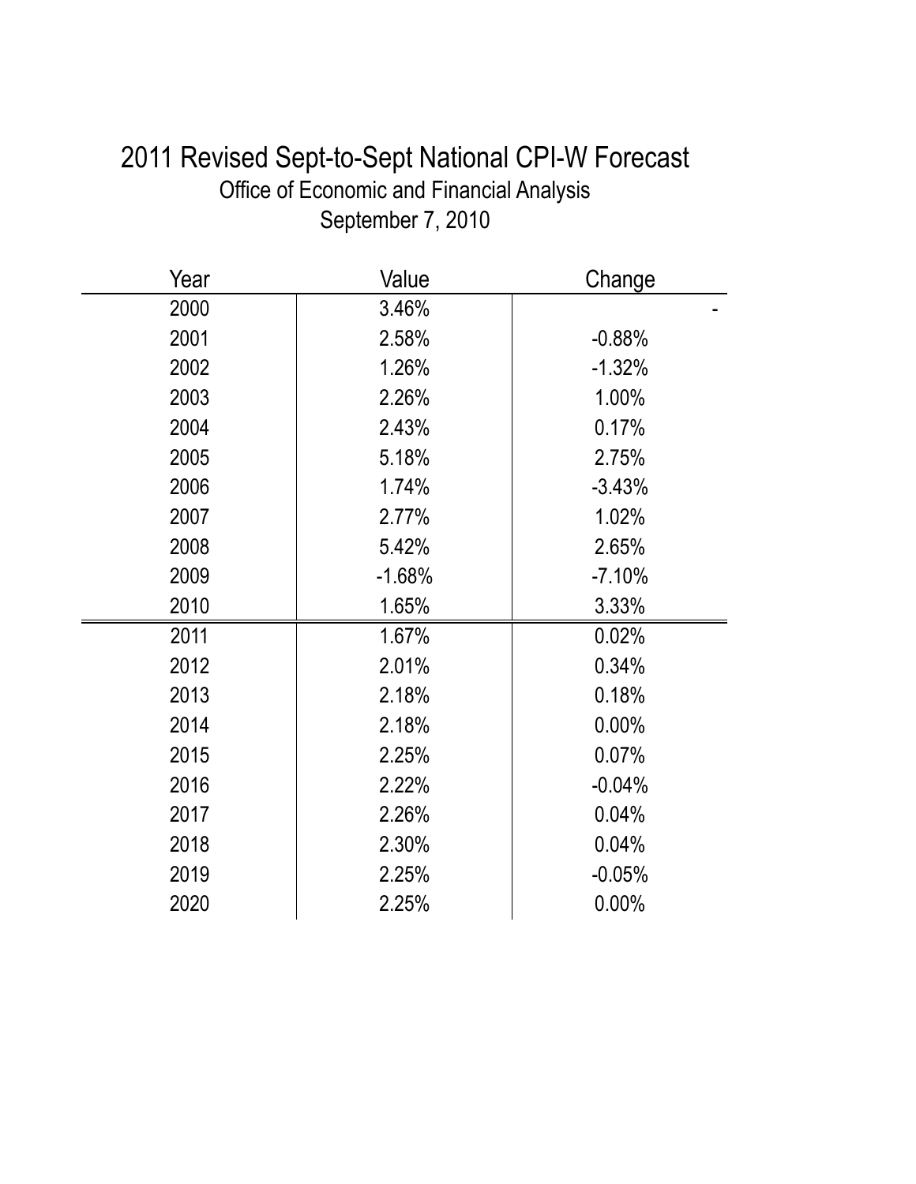# 2011 Revised Sept-to-Sept National CPI-W Forecast

Office of Economic and Financial Analysis

September 7, 2010

| Year | Value | Change |
|---|---|---|
| 2000 | 3.46% | - |
| 2001 | 2.58% | -0.88% |
| 2002 | 1.26% | -1.32% |
| 2003 | 2.26% | 1.00% |
| 2004 | 2.43% | 0.17% |
| 2005 | 5.18% | 2.75% |
| 2006 | 1.74% | -3.43% |
| 2007 | 2.77% | 1.02% |
| 2008 | 5.42% | 2.65% |
| 2009 | -1.68% | -7.10% |
| 2010 | 1.65% | 3.33% |
| 2011 | 1.67% | 0.02% |
| 2012 | 2.01% | 0.34% |
| 2013 | 2.18% | 0.18% |
| 2014 | 2.18% | 0.00% |
| 2015 | 2.25% | 0.07% |
| 2016 | 2.22% | -0.04% |
| 2017 | 2.26% | 0.04% |
| 2018 | 2.30% | 0.04% |
| 2019 | 2.25% | -0.05% |
| 2020 | 2.25% | 0.00% |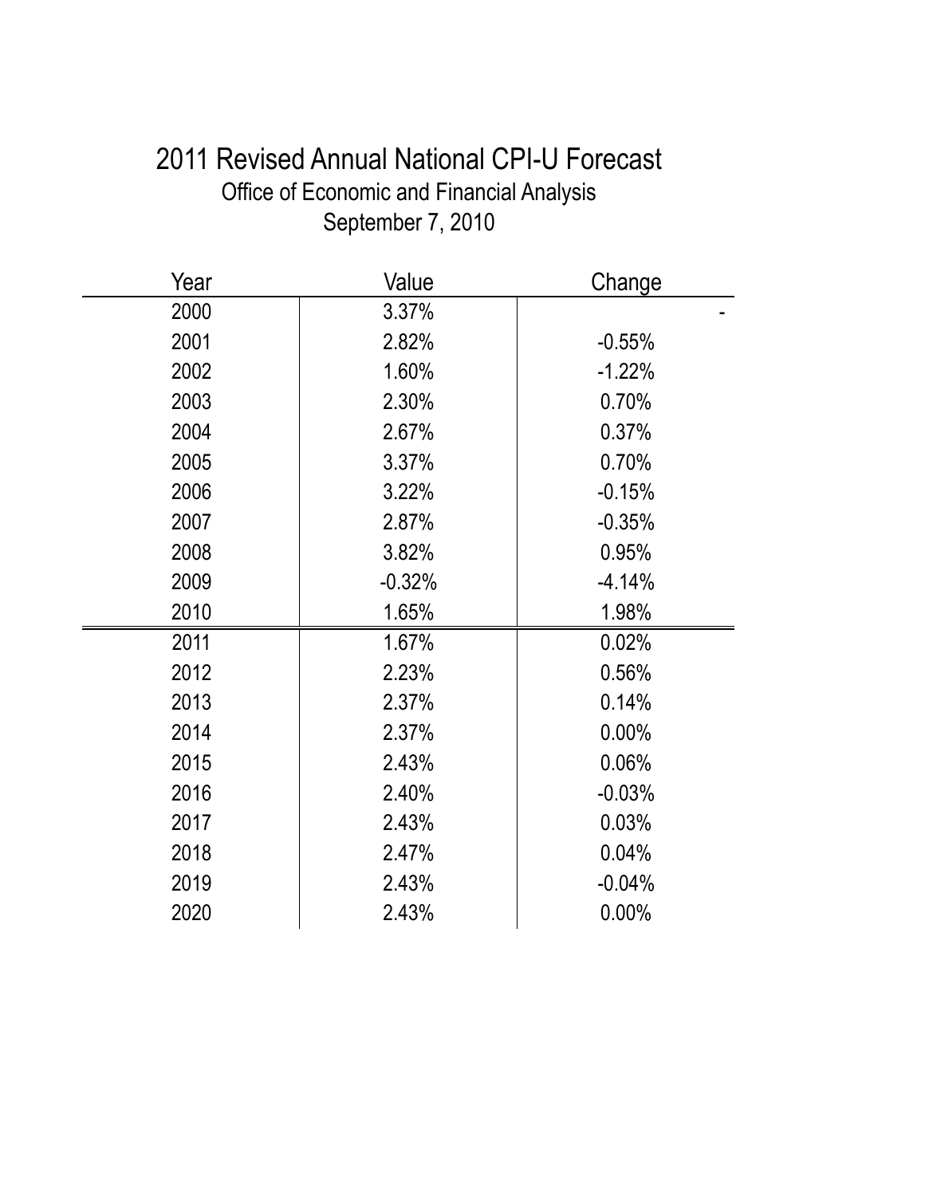# 2011 Revised Annual National CPI-U Forecast

Office of Economic and Financial Analysis

September 7, 2010

| Year | Value | Change |
|---|---|---|
| 2000 | 3.37% | - |
| 2001 | 2.82% | -0.55% |
| 2002 | 1.60% | -1.22% |
| 2003 | 2.30% | 0.70% |
| 2004 | 2.67% | 0.37% |
| 2005 | 3.37% | 0.70% |
| 2006 | 3.22% | -0.15% |
| 2007 | 2.87% | -0.35% |
| 2008 | 3.82% | 0.95% |
| 2009 | -0.32% | -4.14% |
| 2010 | 1.65% | 1.98% |
| 2011 | 1.67% | 0.02% |
| 2012 | 2.23% | 0.56% |
| 2013 | 2.37% | 0.14% |
| 2014 | 2.37% | 0.00% |
| 2015 | 2.43% | 0.06% |
| 2016 | 2.40% | -0.03% |
| 2017 | 2.43% | 0.03% |
| 2018 | 2.47% | 0.04% |
| 2019 | 2.43% | -0.04% |
| 2020 | 2.43% | 0.00% |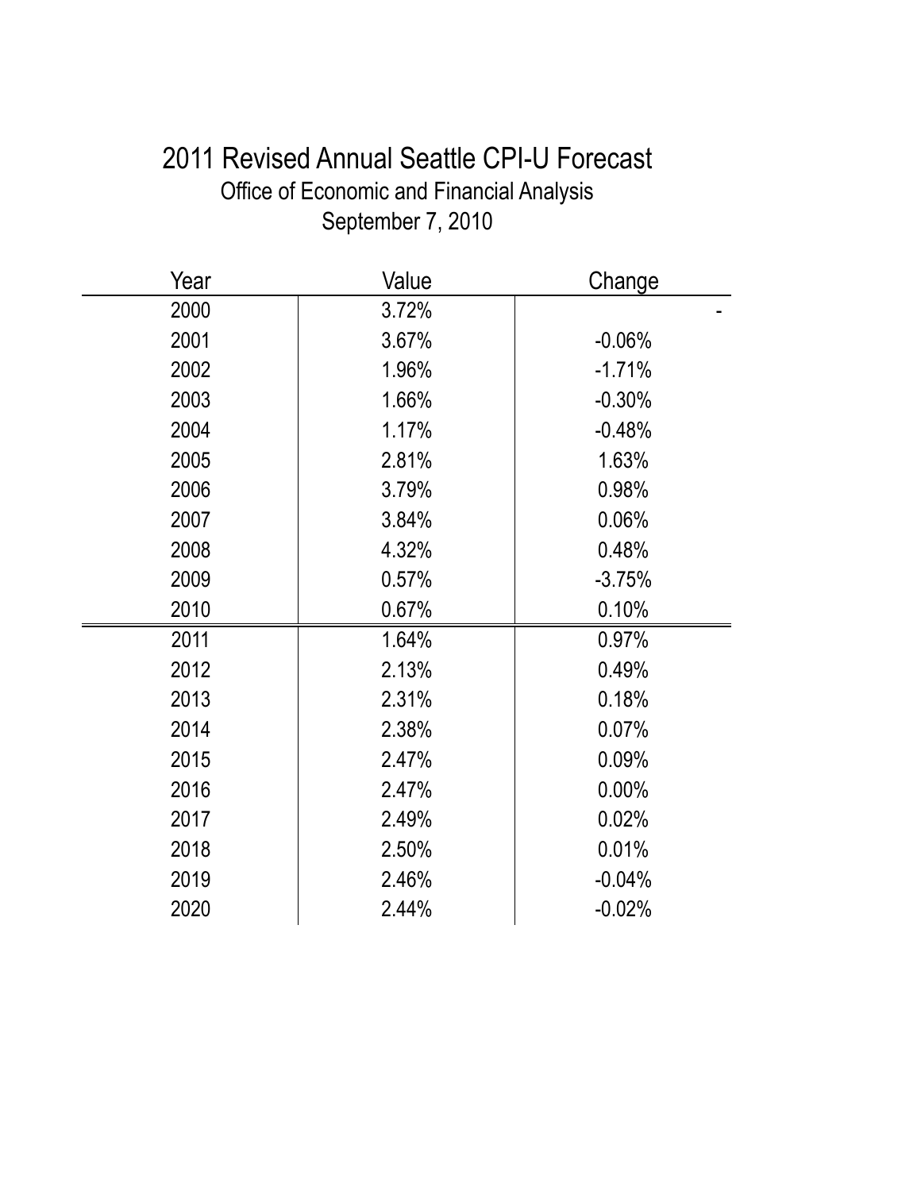# 2011 Revised Annual Seattle CPI-U Forecast

Office of Economic and Financial Analysis

September 7, 2010

| Year | Value | Change |
|---|---|---|
| 2000 | 3.72% | - |
| 2001 | 3.67% | -0.06% |
| 2002 | 1.96% | -1.71% |
| 2003 | 1.66% | -0.30% |
| 2004 | 1.17% | -0.48% |
| 2005 | 2.81% | 1.63% |
| 2006 | 3.79% | 0.98% |
| 2007 | 3.84% | 0.06% |
| 2008 | 4.32% | 0.48% |
| 2009 | 0.57% | -3.75% |
| 2010 | 0.67% | 0.10% |
| 2011 | 1.64% | 0.97% |
| 2012 | 2.13% | 0.49% |
| 2013 | 2.31% | 0.18% |
| 2014 | 2.38% | 0.07% |
| 2015 | 2.47% | 0.09% |
| 2016 | 2.47% | 0.00% |
| 2017 | 2.49% | 0.02% |
| 2018 | 2.50% | 0.01% |
| 2019 | 2.46% | -0.04% |
| 2020 | 2.44% | -0.02% |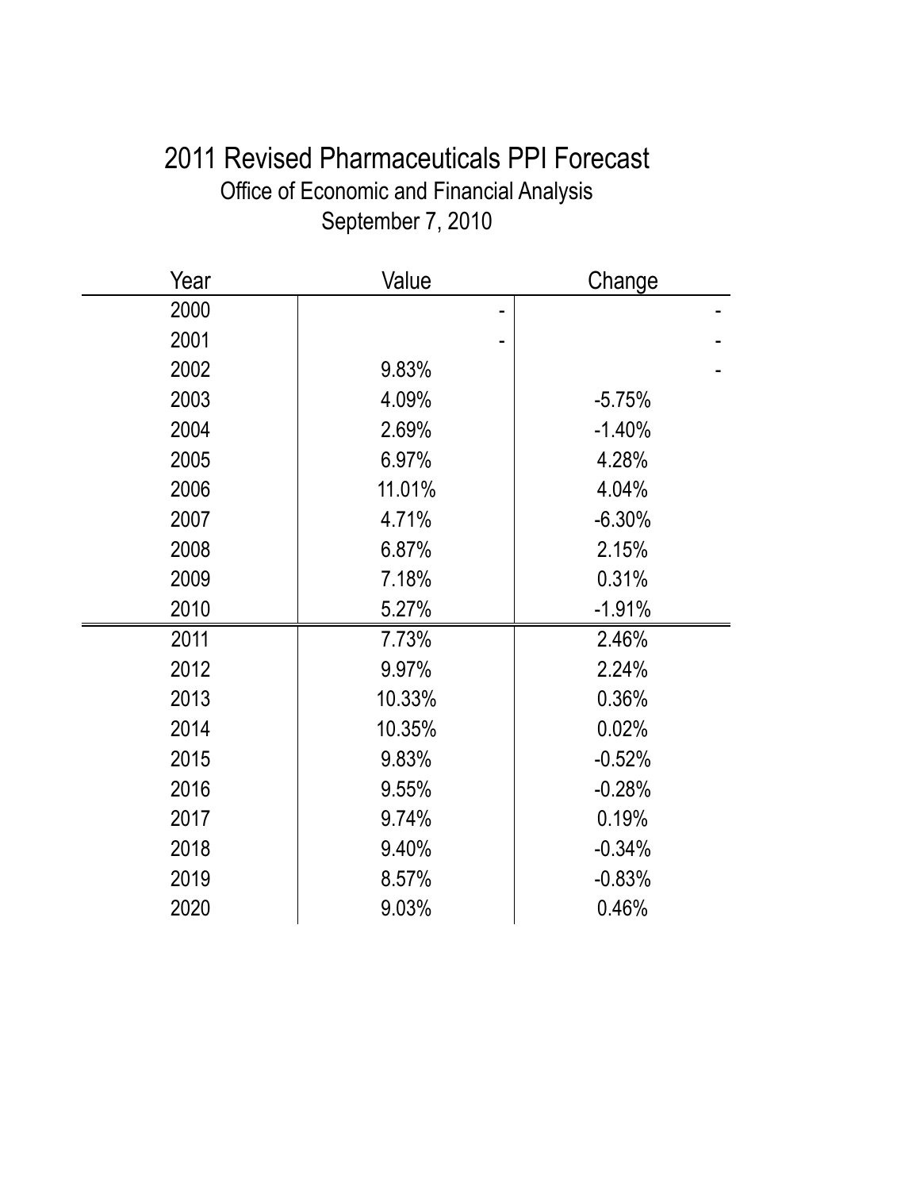# 2011 Revised Pharmaceuticals PPI Forecast

Office of Economic and Financial Analysis

September 7, 2010

| Year | Value | Change |
|---|---|---|
| 2000 | - | - |
| 2001 | - | - |
| 2002 | 9.83% | - |
| 2003 | 4.09% | -5.75% |
| 2004 | 2.69% | -1.40% |
| 2005 | 6.97% | 4.28% |
| 2006 | 11.01% | 4.04% |
| 2007 | 4.71% | -6.30% |
| 2008 | 6.87% | 2.15% |
| 2009 | 7.18% | 0.31% |
| 2010 | 5.27% | -1.91% |
| 2011 | 7.73% | 2.46% |
| 2012 | 9.97% | 2.24% |
| 2013 | 10.33% | 0.36% |
| 2014 | 10.35% | 0.02% |
| 2015 | 9.83% | -0.52% |
| 2016 | 9.55% | -0.28% |
| 2017 | 9.74% | 0.19% |
| 2018 | 9.40% | -0.34% |
| 2019 | 8.57% | -0.83% |
| 2020 | 9.03% | 0.46% |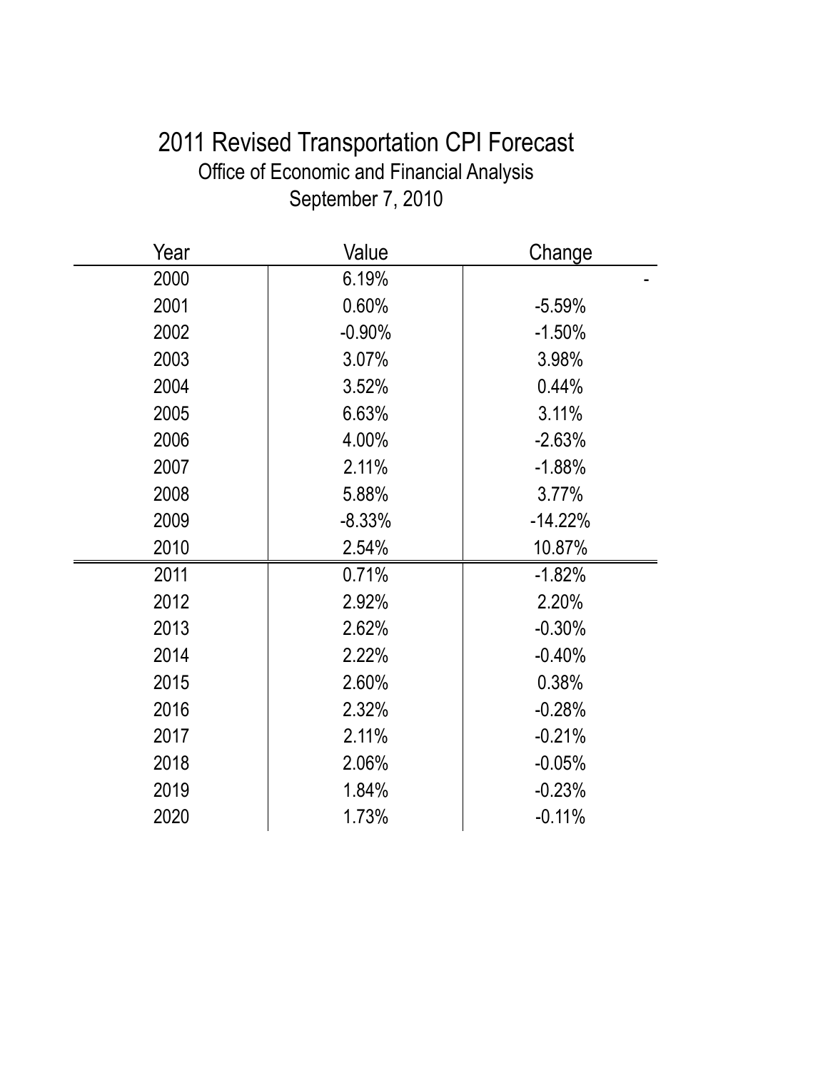# 2011 Revised Transportation CPI Forecast

Office of Economic and Financial Analysis

September 7, 2010

| Year | Value | Change |
|---|---|---|
| 2000 | 6.19% | - |
| 2001 | 0.60% | -5.59% |
| 2002 | -0.90% | -1.50% |
| 2003 | 3.07% | 3.98% |
| 2004 | 3.52% | 0.44% |
| 2005 | 6.63% | 3.11% |
| 2006 | 4.00% | -2.63% |
| 2007 | 2.11% | -1.88% |
| 2008 | 5.88% | 3.77% |
| 2009 | -8.33% | -14.22% |
| 2010 | 2.54% | 10.87% |
| 2011 | 0.71% | -1.82% |
| 2012 | 2.92% | 2.20% |
| 2013 | 2.62% | -0.30% |
| 2014 | 2.22% | -0.40% |
| 2015 | 2.60% | 0.38% |
| 2016 | 2.32% | -0.28% |
| 2017 | 2.11% | -0.21% |
| 2018 | 2.06% | -0.05% |
| 2019 | 1.84% | -0.23% |
| 2020 | 1.73% | -0.11% |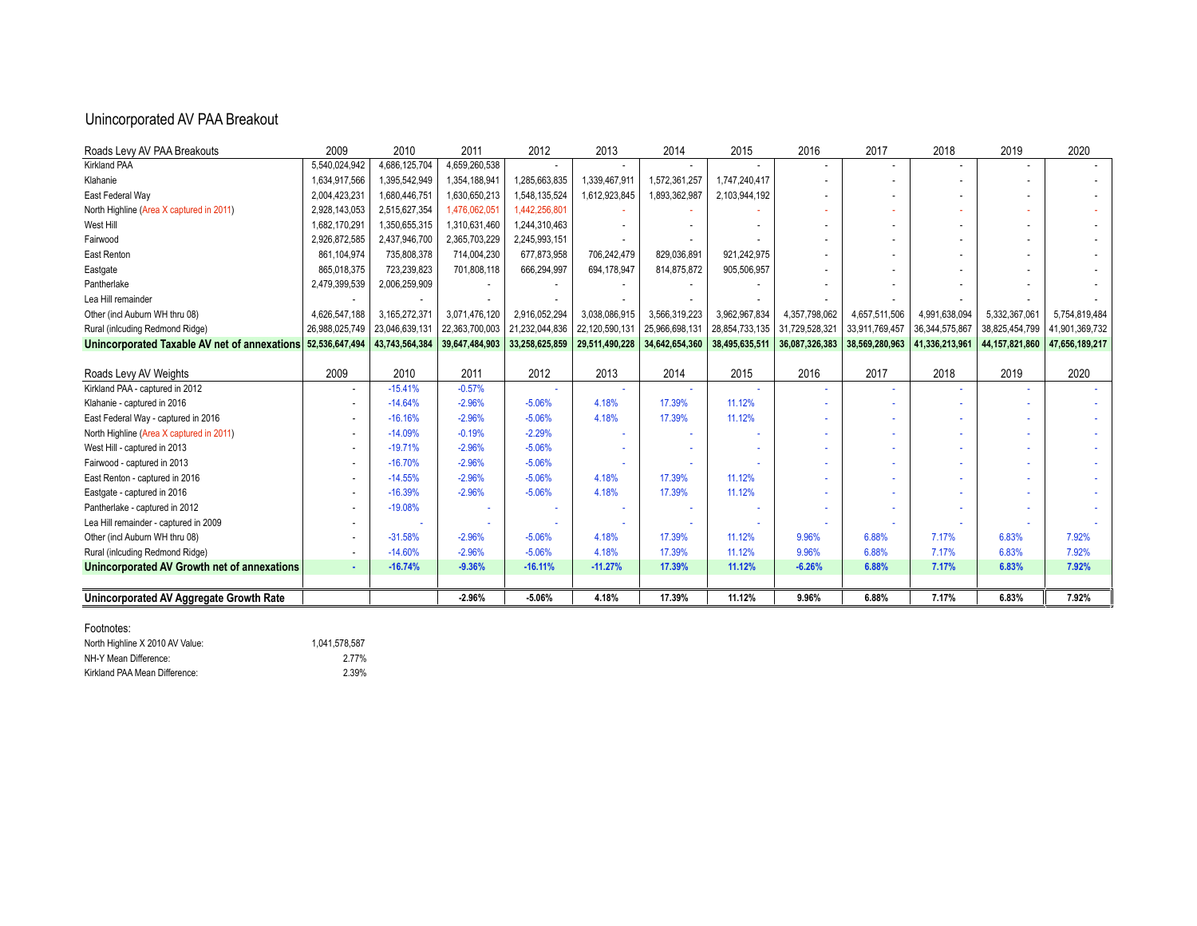# Unincorporated AV PAA Breakout

| Roads Levy AV PAA Breakouts | 2009 | 2010 | 2011 | 2012 | 2013 | 2014 | 2015 | 2016 | 2017 | 2018 | 2019 | 2020 |
|---|---|---|---|---|---|---|---|---|---|---|---|---|
| Kirkland PAA | 5,540,024,942 | 4,686,125,704 | 4,659,260,538 | - | - | - | - | - | - | - | - | - |
| Klahanie | 1,634,917,566 | 1,395,542,949 | 1,354,188,941 | 1,285,663,835 | 1,339,467,911 | 1,572,361,257 | 1,747,240,417 | - | - | - | - | - |
| East Federal Way | 2,004,423,231 | 1,680,446,751 | 1,630,650,213 | 1,548,135,524 | 1,612,923,845 | 1,893,362,987 | 2,103,944,192 | - | - | - | - | - |
| North Highline (Area X captured in 2011) | 2,928,143,053 | 2,515,627,354 | 1,476,062,051 | 1,442,256,801 | - | - | - | - | - | - | - | - |
| West Hill | 1,682,170,291 | 1,350,655,315 | 1,310,631,460 | 1,244,310,463 | - | - | - | - | - | - | - | - |
| Fairwood | 2,926,872,585 | 2,437,946,700 | 2,365,703,229 | 2,245,993,151 | - | - | - | - | - | - | - | - |
| East Renton | 861,104,974 | 735,808,378 | 714,004,230 | 677,873,958 | 706,242,479 | 829,036,891 | 921,242,975 | - | - | - | - | - |
| Eastgate | 865,018,375 | 723,239,823 | 701,808,118 | 666,294,997 | 694,178,947 | 814,875,872 | 905,506,957 | - | - | - | - | - |
| Pantherlake | 2,479,399,539 | 2,006,259,909 | - | - | - | - | - | - | - | - | - | - |
| Lea Hill remainder | - | - | - | - | - | - | - | - | - | - | - | - |
| Other (incl Auburn WH thru 08) | 4,626,547,188 | 3,165,272,371 | 3,071,476,120 | 2,916,052,294 | 3,038,086,915 | 3,566,319,223 | 3,962,967,834 | 4,357,798,062 | 4,657,511,506 | 4,991,638,094 | 5,332,367,061 | 5,754,819,484 |
| Rural (inlcuding Redmond Ridge) | 26,988,025,749 | 23,046,639,131 | 22,363,700,003 | 21,232,044,836 | 22,120,590,131 | 25,966,698,131 | 28,854,733,135 | 31,729,528,321 | 33,911,769,457 | 36,344,575,867 | 38,825,454,799 | 41,901,369,732 |
| **Unincorporated Taxable AV net of annexations** | **52,536,647,494** | **43,743,564,384** | **39,647,484,903** | **33,258,625,859** | **29,511,490,228** | **34,642,654,360** | **38,495,635,511** | **36,087,326,383** | **38,569,280,963** | **41,336,213,961** | **44,157,821,860** | **47,656,189,217** |

| Roads Levy AV Weights | 2009 | 2010 | 2011 | 2012 | 2013 | 2014 | 2015 | 2016 | 2017 | 2018 | 2019 | 2020 |
|---|---|---|---|---|---|---|---|---|---|---|---|---|
| Kirkland PAA - captured in 2012 | - | -15.41% | -0.57% | - | - | - | - | - | - | - | - | - |
| Klahanie - captured in 2016 | - | -14.64% | -2.96% | -5.06% | 4.18% | 17.39% | 11.12% | - | - | - | - | - |
| East Federal Way - captured in 2016 | - | -16.16% | -2.96% | -5.06% | 4.18% | 17.39% | 11.12% | - | - | - | - | - |
| North Highline (Area X captured in 2011) | - | -14.09% | -0.19% | -2.29% | - | - | - | - | - | - | - | - |
| West Hill - captured in 2013 | - | -19.71% | -2.96% | -5.06% | - | - | - | - | - | - | - | - |
| Fairwood - captured in 2013 | - | -16.70% | -2.96% | -5.06% | - | - | - | - | - | - | - | - |
| East Renton - captured in 2016 | - | -14.55% | -2.96% | -5.06% | 4.18% | 17.39% | 11.12% | - | - | - | - | - |
| Eastgate - captured in 2016 | - | -16.39% | -2.96% | -5.06% | 4.18% | 17.39% | 11.12% | - | - | - | - | - |
| Pantherlake - captured in 2012 | - | -19.08% | - | - | - | - | - | - | - | - | - | - |
| Lea Hill remainder - captured in 2009 | - | - | - | - | - | - | - | - | - | - | - | - |
| Other (incl Auburn WH thru 08) | - | -31.58% | -2.96% | -5.06% | 4.18% | 17.39% | 11.12% | 9.96% | 6.88% | 7.17% | 6.83% | 7.92% |
| Rural (inlcuding Redmond Ridge) | - | -14.60% | -2.96% | -5.06% | 4.18% | 17.39% | 11.12% | 9.96% | 6.88% | 7.17% | 6.83% | 7.92% |
| **Unincorporated AV Growth net of annexations** | **-** | **-16.74%** | **-9.36%** | **-16.11%** | **-11.27%** | **17.39%** | **11.12%** | **-6.26%** | **6.88%** | **7.17%** | **6.83%** | **7.92%** |
| | | | | | | | | | | | | |
| **Unincorporated AV Aggregate Growth Rate** | | | **-2.96%** | **-5.06%** | **4.18%** | **17.39%** | **11.12%** | **9.96%** | **6.88%** | **7.17%** | **6.83%** | **7.92%** |

Footnotes:

| | |
|---|---|
| North Highline X 2010 AV Value: | 1,041,578,587 |
| NH-Y Mean Difference: | 2.77% |
| Kirkland PAA Mean Difference: | 2.39% |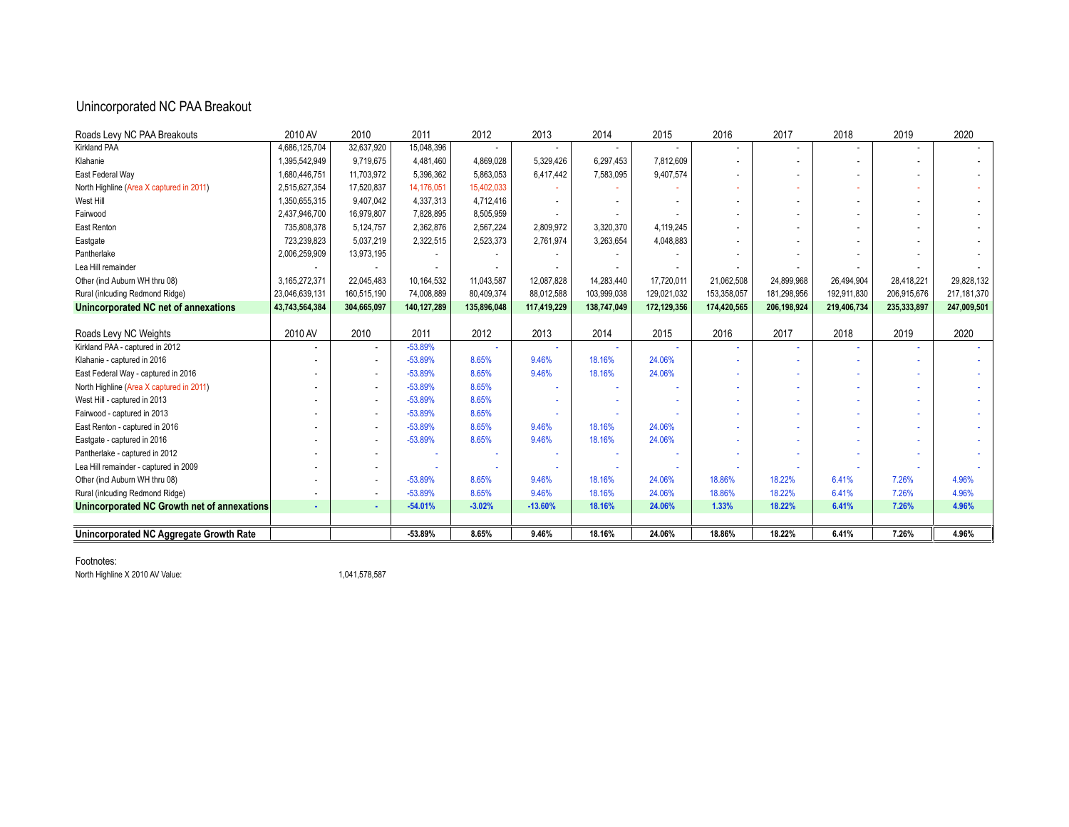# Unincorporated NC PAA Breakout

| Roads Levy NC PAA Breakouts | 2010 AV | 2010 | 2011 | 2012 | 2013 | 2014 | 2015 | 2016 | 2017 | 2018 | 2019 | 2020 |
|---|---|---|---|---|---|---|---|---|---|---|---|---|
| Kirkland PAA | 4,686,125,704 | 32,637,920 | 15,048,396 | - | - | - | - | - | - | - | - | - |
| Klahanie | 1,395,542,949 | 9,719,675 | 4,481,460 | 4,869,028 | 5,329,426 | 6,297,453 | 7,812,609 | - | - | - | - | - |
| East Federal Way | 1,680,446,751 | 11,703,972 | 5,396,362 | 5,863,053 | 6,417,442 | 7,583,095 | 9,407,574 | - | - | - | - | - |
| North Highline (Area X captured in 2011) | 2,515,627,354 | 17,520,837 | 14,176,051 | 15,402,033 | - | - | - | - | - | - | - | - |
| West Hill | 1,350,655,315 | 9,407,042 | 4,337,313 | 4,712,416 | - | - | - | - | - | - | - | - |
| Fairwood | 2,437,946,700 | 16,979,807 | 7,828,895 | 8,505,959 | - | - | - | - | - | - | - | - |
| East Renton | 735,808,378 | 5,124,757 | 2,362,876 | 2,567,224 | 2,809,972 | 3,320,370 | 4,119,245 | - | - | - | - | - |
| Eastgate | 723,239,823 | 5,037,219 | 2,322,515 | 2,523,373 | 2,761,974 | 3,263,654 | 4,048,883 | - | - | - | - | - |
| Pantherlake | 2,006,259,909 | 13,973,195 | - | - | - | - | - | - | - | - | - | - |
| Lea Hill remainder | - | - | - | - | - | - | - | - | - | - | - | - |
| Other (incl Auburn WH thru 08) | 3,165,272,371 | 22,045,483 | 10,164,532 | 11,043,587 | 12,087,828 | 14,283,440 | 17,720,011 | 21,062,508 | 24,899,968 | 26,494,904 | 28,418,221 | 29,828,132 |
| Rural (inlcuding Redmond Ridge) | 23,046,639,131 | 160,515,190 | 74,008,889 | 80,409,374 | 88,012,588 | 103,999,038 | 129,021,032 | 153,358,057 | 181,298,956 | 192,911,830 | 206,915,676 | 217,181,370 |
| **Unincorporated NC net of annexations** | **43,743,564,384** | **304,665,097** | **140,127,289** | **135,896,048** | **117,419,229** | **138,747,049** | **172,129,356** | **174,420,565** | **206,198,924** | **219,406,734** | **235,333,897** | **247,009,501** |

| Roads Levy NC Weights | 2010 AV | 2010 | 2011 | 2012 | 2013 | 2014 | 2015 | 2016 | 2017 | 2018 | 2019 | 2020 |
|---|---|---|---|---|---|---|---|---|---|---|---|---|
| Kirkland PAA - captured in 2012 | - | - | -53.89% | - | - | - | - | - | - | - | - | - |
| Klahanie - captured in 2016 | - | - | -53.89% | 8.65% | 9.46% | 18.16% | 24.06% | - | - | - | - | - |
| East Federal Way - captured in 2016 | - | - | -53.89% | 8.65% | 9.46% | 18.16% | 24.06% | - | - | - | - | - |
| North Highline (Area X captured in 2011) | - | - | -53.89% | 8.65% | - | - | - | - | - | - | - | - |
| West Hill - captured in 2013 | - | - | -53.89% | 8.65% | - | - | - | - | - | - | - | - |
| Fairwood - captured in 2013 | - | - | -53.89% | 8.65% | - | - | - | - | - | - | - | - |
| East Renton - captured in 2016 | - | - | -53.89% | 8.65% | 9.46% | 18.16% | 24.06% | - | - | - | - | - |
| Eastgate - captured in 2016 | - | - | -53.89% | 8.65% | 9.46% | 18.16% | 24.06% | - | - | - | - | - |
| Pantherlake - captured in 2012 | - | - | - | - | - | - | - | - | - | - | - | - |
| Lea Hill remainder - captured in 2009 | - | - | - | - | - | - | - | - | - | - | - | - |
| Other (incl Auburn WH thru 08) | - | - | -53.89% | 8.65% | 9.46% | 18.16% | 24.06% | 18.86% | 18.22% | 6.41% | 7.26% | 4.96% |
| Rural (inlcuding Redmond Ridge) | - | - | -53.89% | 8.65% | 9.46% | 18.16% | 24.06% | 18.86% | 18.22% | 6.41% | 7.26% | 4.96% |
| **Unincorporated NC Growth net of annexations** | **-** | **-** | **-54.01%** | **-3.02%** | **-13.60%** | **18.16%** | **24.06%** | **1.33%** | **18.22%** | **6.41%** | **7.26%** | **4.96%** |
| **Unincorporated NC Aggregate Growth Rate** | | | **-53.89%** | **8.65%** | **9.46%** | **18.16%** | **24.06%** | **18.86%** | **18.22%** | **6.41%** | **7.26%** | **4.96%** |

Footnotes:

North Highline X 2010 AV Value: 1,041,578,587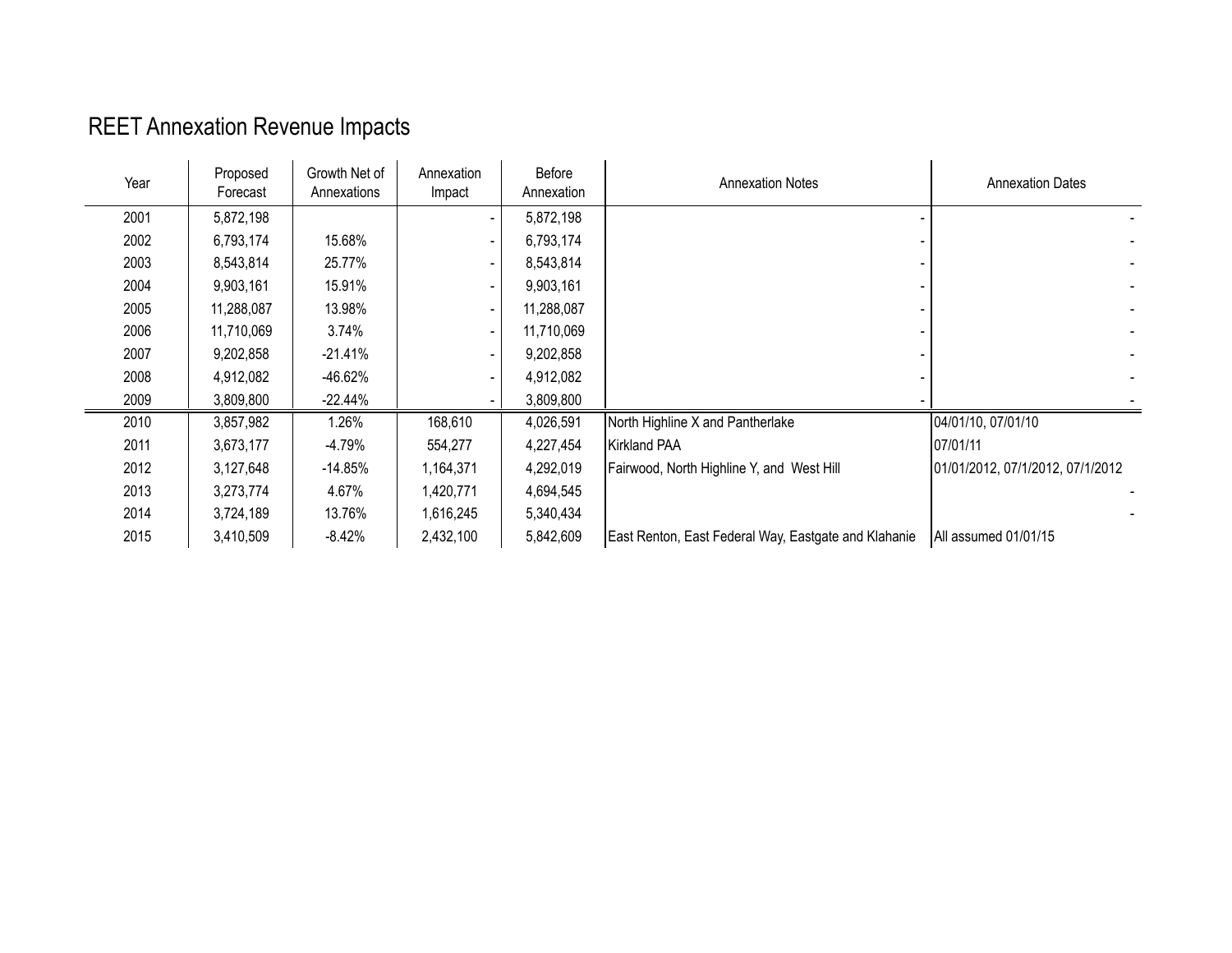# REET Annexation Revenue Impacts

| Year | Proposed Forecast | Growth Net of Annexations | Annexation Impact | Before Annexation | Annexation Notes | Annexation Dates |
|---|---|---|---|---|---|---|
| 2001 | 5,872,198 | | - | 5,872,198 | - | - |
| 2002 | 6,793,174 | 15.68% | - | 6,793,174 | - | - |
| 2003 | 8,543,814 | 25.77% | - | 8,543,814 | - | - |
| 2004 | 9,903,161 | 15.91% | - | 9,903,161 | - | - |
| 2005 | 11,288,087 | 13.98% | - | 11,288,087 | - | - |
| 2006 | 11,710,069 | 3.74% | - | 11,710,069 | - | - |
| 2007 | 9,202,858 | -21.41% | - | 9,202,858 | - | - |
| 2008 | 4,912,082 | -46.62% | - | 4,912,082 | - | - |
| 2009 | 3,809,800 | -22.44% | - | 3,809,800 | - | - |
| 2010 | 3,857,982 | 1.26% | 168,610 | 4,026,591 | North Highline X and Pantherlake | 04/01/10, 07/01/10 |
| 2011 | 3,673,177 | -4.79% | 554,277 | 4,227,454 | Kirkland PAA | 07/01/11 |
| 2012 | 3,127,648 | -14.85% | 1,164,371 | 4,292,019 | Fairwood, North Highline Y, and West Hill | 01/01/2012, 07/1/2012, 07/1/2012 |
| 2013 | 3,273,774 | 4.67% | 1,420,771 | 4,694,545 | | - |
| 2014 | 3,724,189 | 13.76% | 1,616,245 | 5,340,434 | | - |
| 2015 | 3,410,509 | -8.42% | 2,432,100 | 5,842,609 | East Renton, East Federal Way, Eastgate and Klahanie | All assumed 01/01/15 |